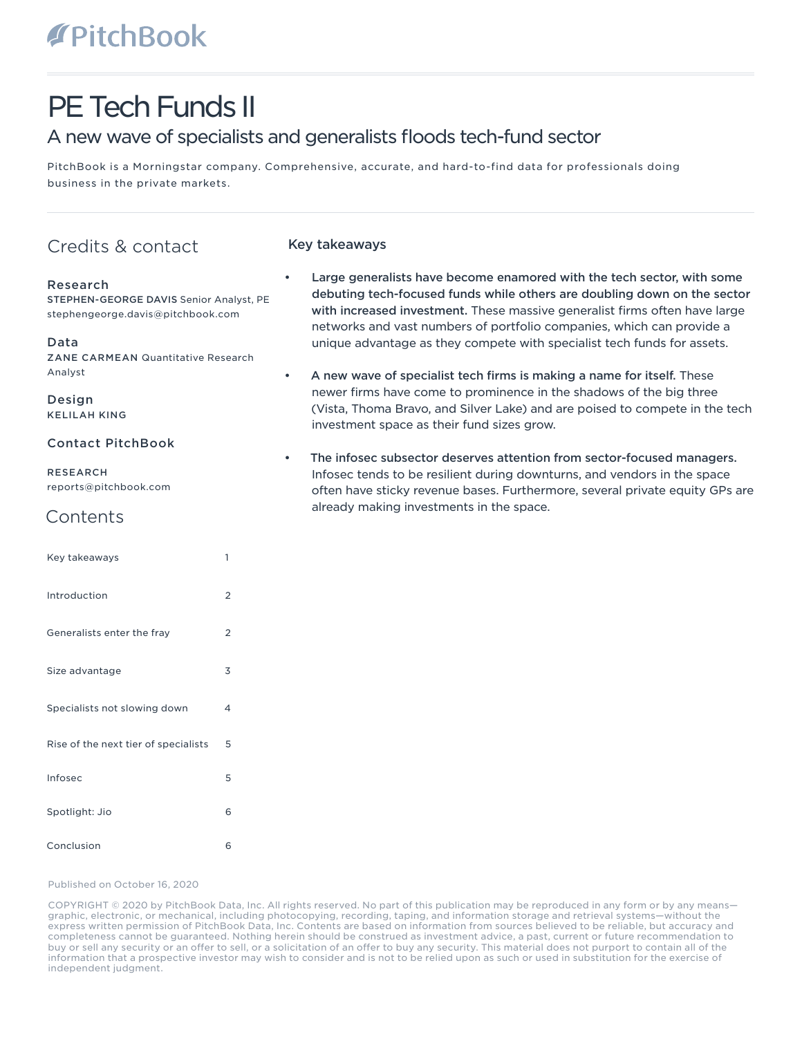PitchBook

# PE Tech Funds II

## A new wave of specialists and generalists floods tech-fund sector

PitchBook is a Morningstar company. Comprehensive, accurate, and hard-to-find data for professionals doing business in the private markets.

## Credits & contact

**Research**
**STEPHEN-GEORGE DAVIS** Senior Analyst, PE
stephengeorge.davis@pitchbook.com

**Data**
**ZANE CARMEAN** Quantitative Research Analyst

**Design**
**KELILAH KING**

**Contact PitchBook**

**RESEARCH**
reports@pitchbook.com

## Contents

| | |
|---|---|
| Key takeaways | 1 |
| Introduction | 2 |
| Generalists enter the fray | 2 |
| Size advantage | 3 |
| Specialists not slowing down | 4 |
| Rise of the next tier of specialists | 5 |
| Infosec | 5 |
| Spotlight: Jio | 6 |
| Conclusion | 6 |

### Key takeaways

- **Large generalists have become enamored with the tech sector, with some debuting tech-focused funds while others are doubling down on the sector with increased investment.** These massive generalist firms often have large networks and vast numbers of portfolio companies, which can provide a unique advantage as they compete with specialist tech funds for assets.
- **A new wave of specialist tech firms is making a name for itself.** These newer firms have come to prominence in the shadows of the big three (Vista, Thoma Bravo, and Silver Lake) and are poised to compete in the tech investment space as their fund sizes grow.
- **The infosec subsector deserves attention from sector-focused managers.** Infosec tends to be resilient during downturns, and vendors in the space often have sticky revenue bases. Furthermore, several private equity GPs are already making investments in the space.

Published on October 16, 2020

COPYRIGHT © 2020 by PitchBook Data, Inc. All rights reserved. No part of this publication may be reproduced in any form or by any means—graphic, electronic, or mechanical, including photocopying, recording, taping, and information storage and retrieval systems—without the express written permission of PitchBook Data, Inc. Contents are based on information from sources believed to be reliable, but accuracy and completeness cannot be guaranteed. Nothing herein should be construed as investment advice, a past, current or future recommendation to buy or sell any security or an offer to sell, or a solicitation of an offer to buy any security. This material does not purport to contain all of the information that a prospective investor may wish to consider and is not to be relied upon as such or used in substitution for the exercise of independent judgment.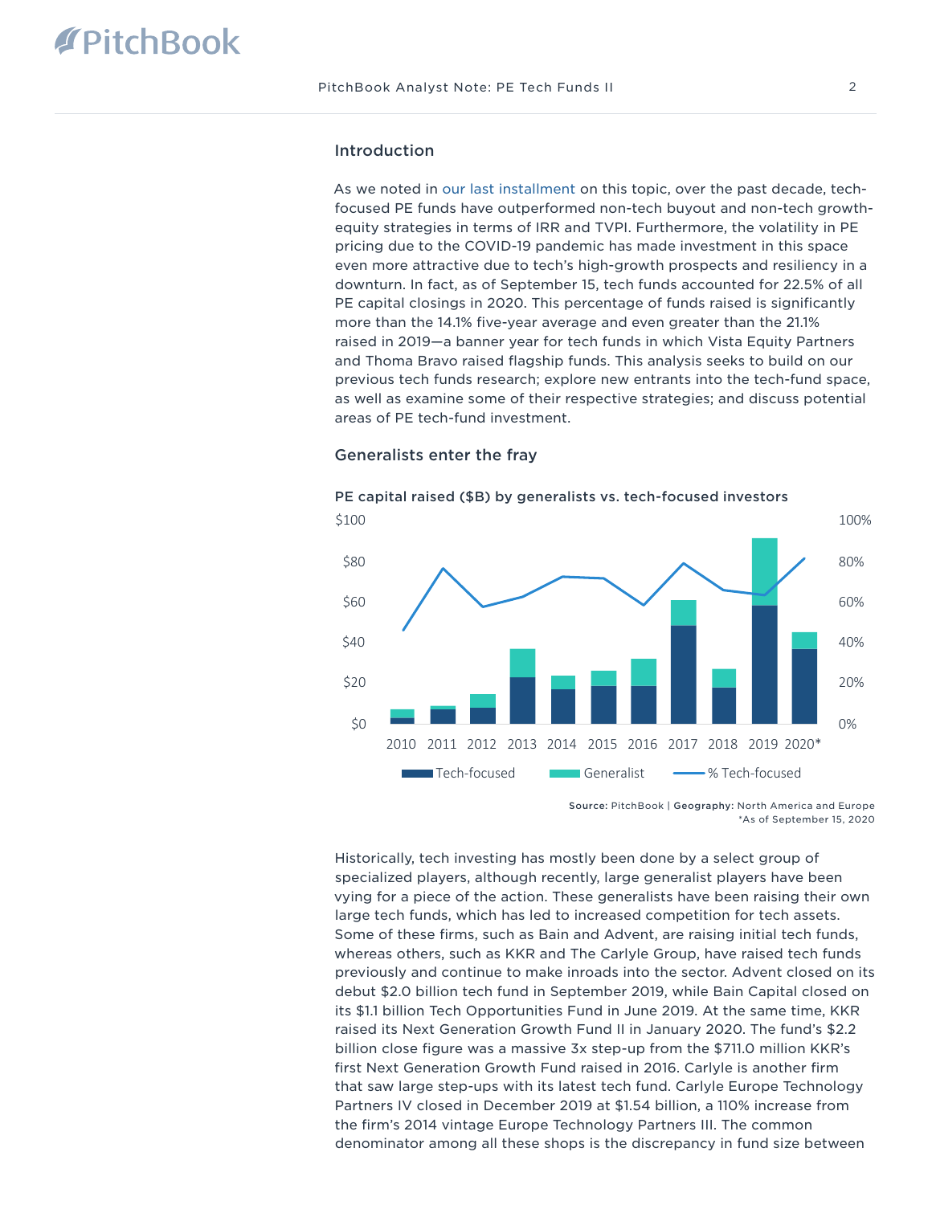## Introduction

As we noted in our last installment on this topic, over the past decade, tech-focused PE funds have outperformed non-tech buyout and non-tech growth-equity strategies in terms of IRR and TVPI. Furthermore, the volatility in PE pricing due to the COVID-19 pandemic has made investment in this space even more attractive due to tech's high-growth prospects and resiliency in a downturn. In fact, as of September 15, tech funds accounted for 22.5% of all PE capital closings in 2020. This percentage of funds raised is significantly more than the 14.1% five-year average and even greater than the 21.1% raised in 2019—a banner year for tech funds in which Vista Equity Partners and Thoma Bravo raised flagship funds. This analysis seeks to build on our previous tech funds research; explore new entrants into the tech-fund space, as well as examine some of their respective strategies; and discuss potential areas of PE tech-fund investment.

## Generalists enter the fray

**PE capital raised ($B) by generalists vs. tech-focused investors**

Source: PitchBook | Geography: North America and Europe
*As of September 15, 2020

Historically, tech investing has mostly been done by a select group of specialized players, although recently, large generalist players have been vying for a piece of the action. These generalists have been raising their own large tech funds, which has led to increased competition for tech assets. Some of these firms, such as Bain and Advent, are raising initial tech funds, whereas others, such as KKR and The Carlyle Group, have raised tech funds previously and continue to make inroads into the sector. Advent closed on its debut $2.0 billion tech fund in September 2019, while Bain Capital closed on its $1.1 billion Tech Opportunities Fund in June 2019. At the same time, KKR raised its Next Generation Growth Fund II in January 2020. The fund's $2.2 billion close figure was a massive 3x step-up from the $711.0 million KKR's first Next Generation Growth Fund raised in 2016. Carlyle is another firm that saw large step-ups with its latest tech fund. Carlyle Europe Technology Partners IV closed in December 2019 at $1.54 billion, a 110% increase from the firm's 2014 vintage Europe Technology Partners III. The common denominator among all these shops is the discrepancy in fund size between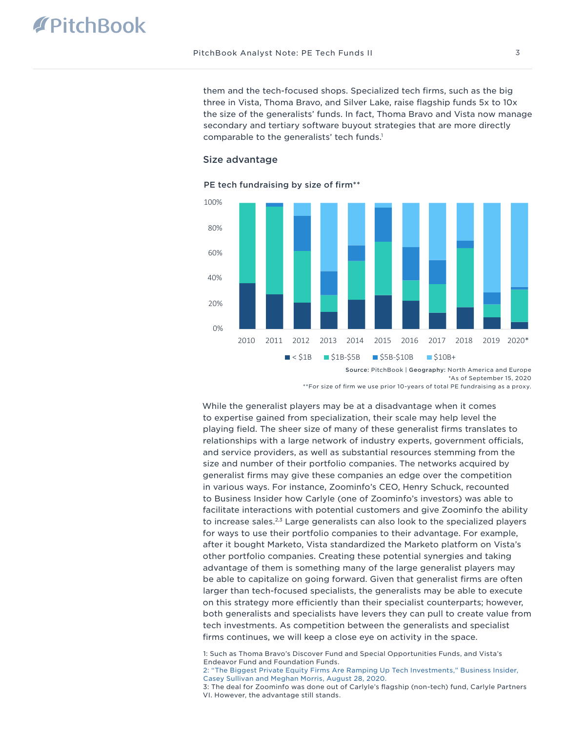them and the tech-focused shops. Specialized tech firms, such as the big three in Vista, Thoma Bravo, and Silver Lake, raise flagship funds 5x to 10x the size of the generalists' funds. In fact, Thoma Bravo and Vista now manage secondary and tertiary software buyout strategies that are more directly comparable to the generalists' tech funds.[1]

## Size advantage

**PE tech fundraising by size of firm****

Legend: < $1B, $1B-$5B, $5B-$10B, $10B+

Source: PitchBook | Geography: North America and Europe
*As of September 15, 2020
**For size of firm we use prior 10-years of total PE fundraising as a proxy.

While the generalist players may be at a disadvantage when it comes to expertise gained from specialization, their scale may help level the playing field. The sheer size of many of these generalist firms translates to relationships with a large network of industry experts, government officials, and service providers, as well as substantial resources stemming from the size and number of their portfolio companies. The networks acquired by generalist firms may give these companies an edge over the competition in various ways. For instance, Zoominfo's CEO, Henry Schuck, recounted to Business Insider how Carlyle (one of Zoominfo's investors) was able to facilitate interactions with potential customers and give Zoominfo the ability to increase sales.[2,3] Large generalists can also look to the specialized players for ways to use their portfolio companies to their advantage. For example, after it bought Marketo, Vista standardized the Marketo platform on Vista's other portfolio companies. Creating these potential synergies and taking advantage of them is something many of the large generalist players may be able to capitalize on going forward. Given that generalist firms are often larger than tech-focused specialists, the generalists may be able to execute on this strategy more efficiently than their specialist counterparts; however, both generalists and specialists have levers they can pull to create value from tech investments. As competition between the generalists and specialist firms continues, we will keep a close eye on activity in the space.

1: Such as Thoma Bravo's Discover Fund and Special Opportunities Funds, and Vista's Endeavor Fund and Foundation Funds.
2: "The Biggest Private Equity Firms Are Ramping Up Tech Investments," Business Insider, Casey Sullivan and Meghan Morris, August 28, 2020.
3: The deal for Zoominfo was done out of Carlyle's flagship (non-tech) fund, Carlyle Partners VI. However, the advantage still stands.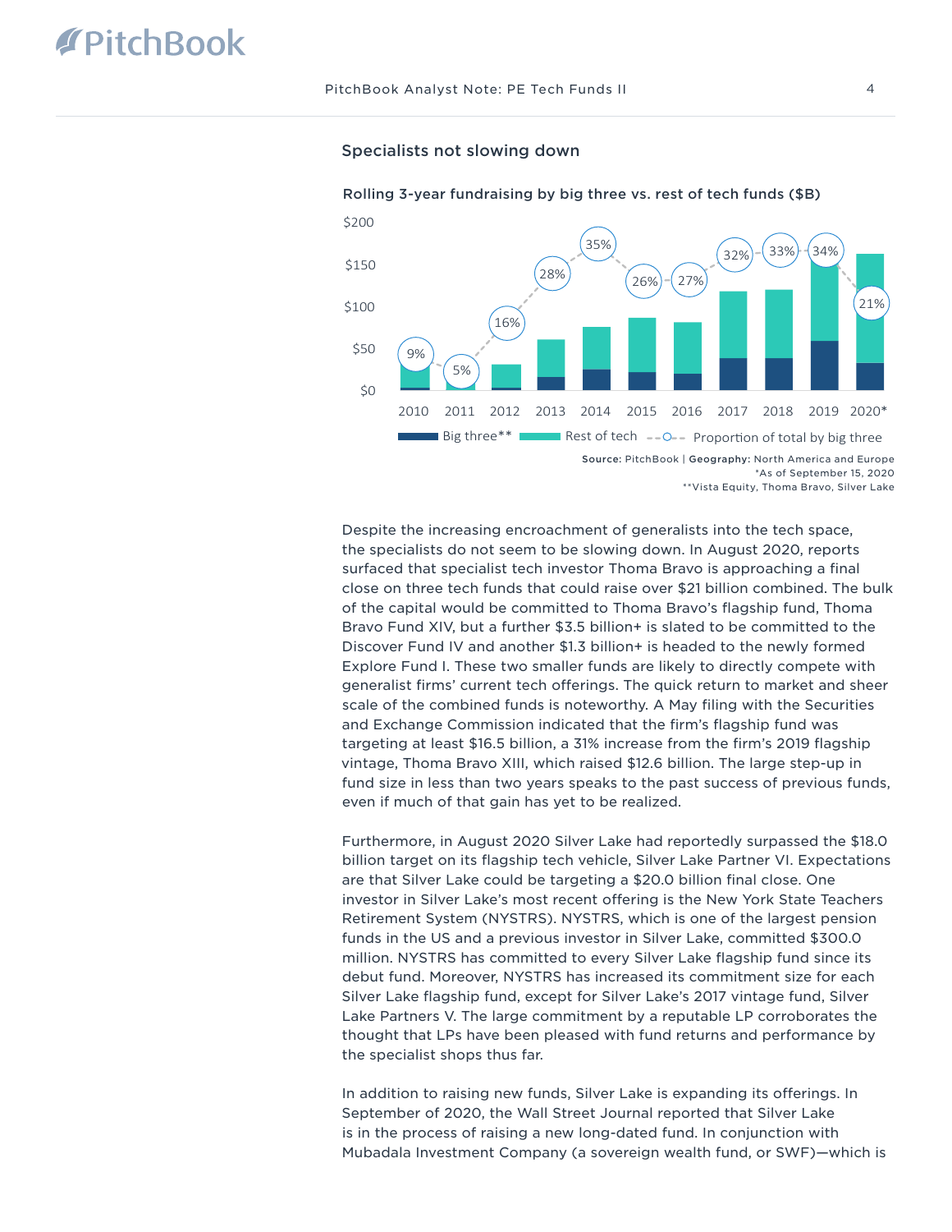## Specialists not slowing down

**Rolling 3-year fundraising by big three vs. rest of tech funds ($B)**

Source: PitchBook | Geography: North America and Europe
*As of September 15, 2020
**Vista Equity, Thoma Bravo, Silver Lake

Despite the increasing encroachment of generalists into the tech space, the specialists do not seem to be slowing down. In August 2020, reports surfaced that specialist tech investor Thoma Bravo is approaching a final close on three tech funds that could raise over $21 billion combined. The bulk of the capital would be committed to Thoma Bravo's flagship fund, Thoma Bravo Fund XIV, but a further $3.5 billion+ is slated to be committed to the Discover Fund IV and another $1.3 billion+ is headed to the newly formed Explore Fund I. These two smaller funds are likely to directly compete with generalist firms' current tech offerings. The quick return to market and sheer scale of the combined funds is noteworthy. A May filing with the Securities and Exchange Commission indicated that the firm's flagship fund was targeting at least $16.5 billion, a 31% increase from the firm's 2019 flagship vintage, Thoma Bravo XIII, which raised $12.6 billion. The large step-up in fund size in less than two years speaks to the past success of previous funds, even if much of that gain has yet to be realized.

Furthermore, in August 2020 Silver Lake had reportedly surpassed the $18.0 billion target on its flagship tech vehicle, Silver Lake Partner VI. Expectations are that Silver Lake could be targeting a $20.0 billion final close. One investor in Silver Lake's most recent offering is the New York State Teachers Retirement System (NYSTRS). NYSTRS, which is one of the largest pension funds in the US and a previous investor in Silver Lake, committed $300.0 million. NYSTRS has committed to every Silver Lake flagship fund since its debut fund. Moreover, NYSTRS has increased its commitment size for each Silver Lake flagship fund, except for Silver Lake's 2017 vintage fund, Silver Lake Partners V. The large commitment by a reputable LP corroborates the thought that LPs have been pleased with fund returns and performance by the specialist shops thus far.

In addition to raising new funds, Silver Lake is expanding its offerings. In September of 2020, the Wall Street Journal reported that Silver Lake is in the process of raising a new long-dated fund. In conjunction with Mubadala Investment Company (a sovereign wealth fund, or SWF)—which is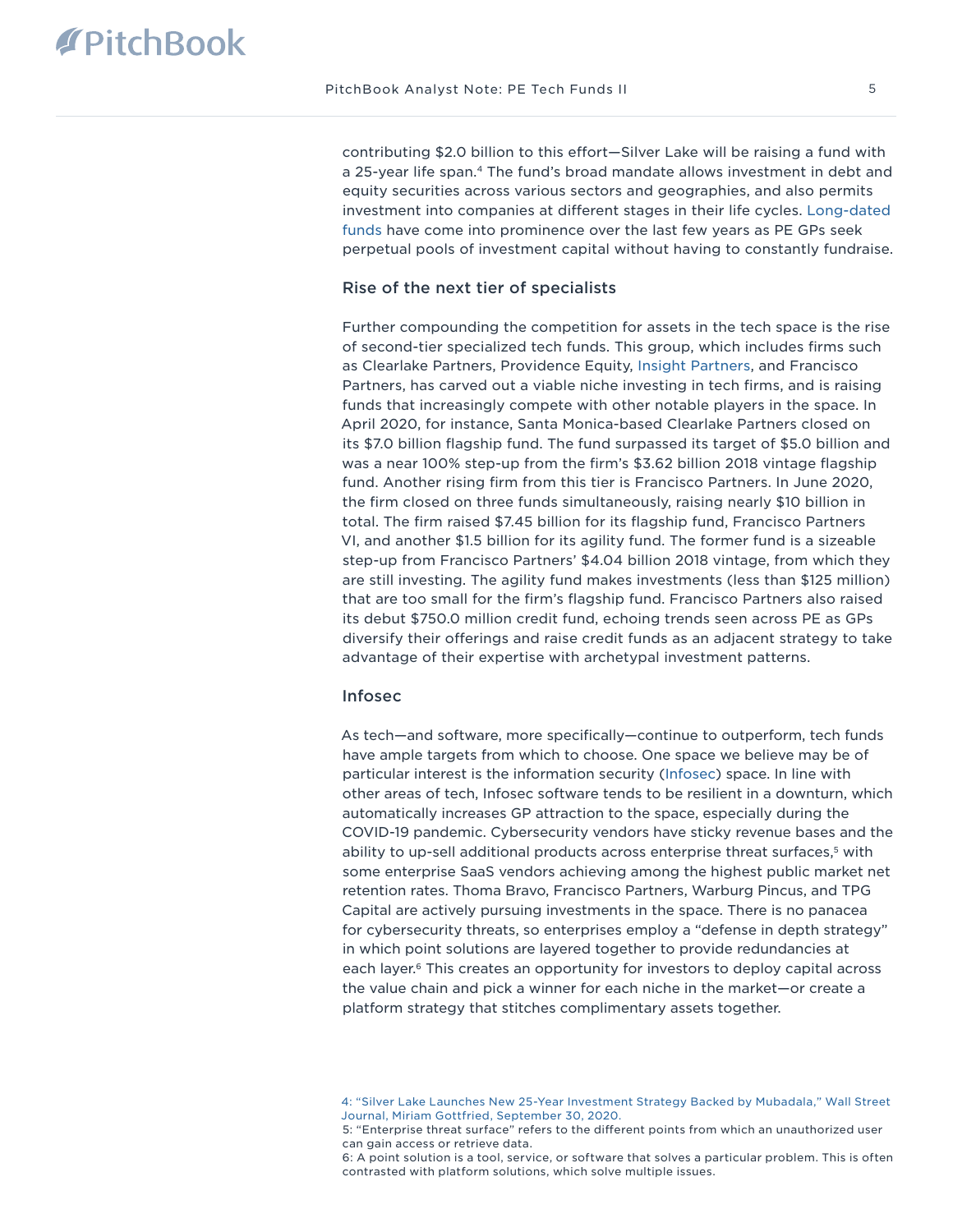contributing $2.0 billion to this effort—Silver Lake will be raising a fund with a 25-year life span.[4] The fund's broad mandate allows investment in debt and equity securities across various sectors and geographies, and also permits investment into companies at different stages in their life cycles. Long-dated funds have come into prominence over the last few years as PE GPs seek perpetual pools of investment capital without having to constantly fundraise.

## Rise of the next tier of specialists

Further compounding the competition for assets in the tech space is the rise of second-tier specialized tech funds. This group, which includes firms such as Clearlake Partners, Providence Equity, Insight Partners, and Francisco Partners, has carved out a viable niche investing in tech firms, and is raising funds that increasingly compete with other notable players in the space. In April 2020, for instance, Santa Monica-based Clearlake Partners closed on its $7.0 billion flagship fund. The fund surpassed its target of $5.0 billion and was a near 100% step-up from the firm's $3.62 billion 2018 vintage flagship fund. Another rising firm from this tier is Francisco Partners. In June 2020, the firm closed on three funds simultaneously, raising nearly $10 billion in total. The firm raised $7.45 billion for its flagship fund, Francisco Partners VI, and another $1.5 billion for its agility fund. The former fund is a sizeable step-up from Francisco Partners' $4.04 billion 2018 vintage, from which they are still investing. The agility fund makes investments (less than $125 million) that are too small for the firm's flagship fund. Francisco Partners also raised its debut $750.0 million credit fund, echoing trends seen across PE as GPs diversify their offerings and raise credit funds as an adjacent strategy to take advantage of their expertise with archetypal investment patterns.

## Infosec

As tech—and software, more specifically—continue to outperform, tech funds have ample targets from which to choose. One space we believe may be of particular interest is the information security (Infosec) space. In line with other areas of tech, Infosec software tends to be resilient in a downturn, which automatically increases GP attraction to the space, especially during the COVID-19 pandemic. Cybersecurity vendors have sticky revenue bases and the ability to up-sell additional products across enterprise threat surfaces,[5] with some enterprise SaaS vendors achieving among the highest public market net retention rates. Thoma Bravo, Francisco Partners, Warburg Pincus, and TPG Capital are actively pursuing investments in the space. There is no panacea for cybersecurity threats, so enterprises employ a "defense in depth strategy" in which point solutions are layered together to provide redundancies at each layer.[6] This creates an opportunity for investors to deploy capital across the value chain and pick a winner for each niche in the market—or create a platform strategy that stitches complimentary assets together.

4: "Silver Lake Launches New 25-Year Investment Strategy Backed by Mubadala," Wall Street Journal, Miriam Gottfried, September 30, 2020.
5: "Enterprise threat surface" refers to the different points from which an unauthorized user can gain access or retrieve data.
6: A point solution is a tool, service, or software that solves a particular problem. This is often contrasted with platform solutions, which solve multiple issues.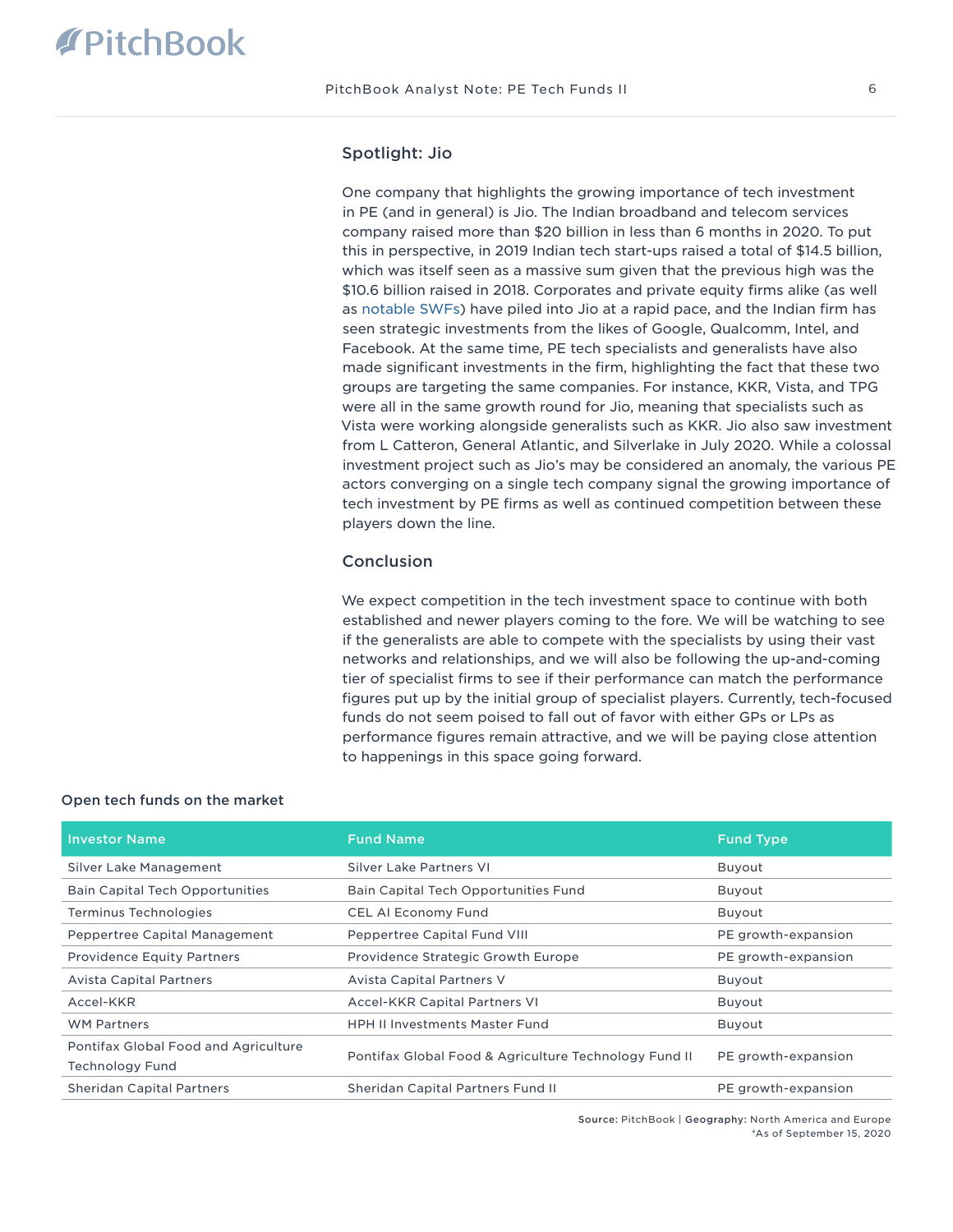## Spotlight: Jio

One company that highlights the growing importance of tech investment in PE (and in general) is Jio. The Indian broadband and telecom services company raised more than $20 billion in less than 6 months in 2020. To put this in perspective, in 2019 Indian tech start-ups raised a total of $14.5 billion, which was itself seen as a massive sum given that the previous high was the $10.6 billion raised in 2018. Corporates and private equity firms alike (as well as notable SWFs) have piled into Jio at a rapid pace, and the Indian firm has seen strategic investments from the likes of Google, Qualcomm, Intel, and Facebook. At the same time, PE tech specialists and generalists have also made significant investments in the firm, highlighting the fact that these two groups are targeting the same companies. For instance, KKR, Vista, and TPG were all in the same growth round for Jio, meaning that specialists such as Vista were working alongside generalists such as KKR. Jio also saw investment from L Catteron, General Atlantic, and Silverlake in July 2020. While a colossal investment project such as Jio's may be considered an anomaly, the various PE actors converging on a single tech company signal the growing importance of tech investment by PE firms as well as continued competition between these players down the line.

## Conclusion

We expect competition in the tech investment space to continue with both established and newer players coming to the fore. We will be watching to see if the generalists are able to compete with the specialists by using their vast networks and relationships, and we will also be following the up-and-coming tier of specialist firms to see if their performance can match the performance figures put up by the initial group of specialist players. Currently, tech-focused funds do not seem poised to fall out of favor with either GPs or LPs as performance figures remain attractive, and we will be paying close attention to happenings in this space going forward.

**Open tech funds on the market**

| Investor Name | Fund Name | Fund Type |
|---|---|---|
| Silver Lake Management | Silver Lake Partners VI | Buyout |
| Bain Capital Tech Opportunities | Bain Capital Tech Opportunities Fund | Buyout |
| Terminus Technologies | CEL AI Economy Fund | Buyout |
| Peppertree Capital Management | Peppertree Capital Fund VIII | PE growth-expansion |
| Providence Equity Partners | Providence Strategic Growth Europe | PE growth-expansion |
| Avista Capital Partners | Avista Capital Partners V | Buyout |
| Accel-KKR | Accel-KKR Capital Partners VI | Buyout |
| WM Partners | HPH II Investments Master Fund | Buyout |
| Pontifax Global Food and Agriculture Technology Fund | Pontifax Global Food & Agriculture Technology Fund II | PE growth-expansion |
| Sheridan Capital Partners | Sheridan Capital Partners Fund II | PE growth-expansion |

**Source:** PitchBook | **Geography:** North America and Europe
*As of September 15, 2020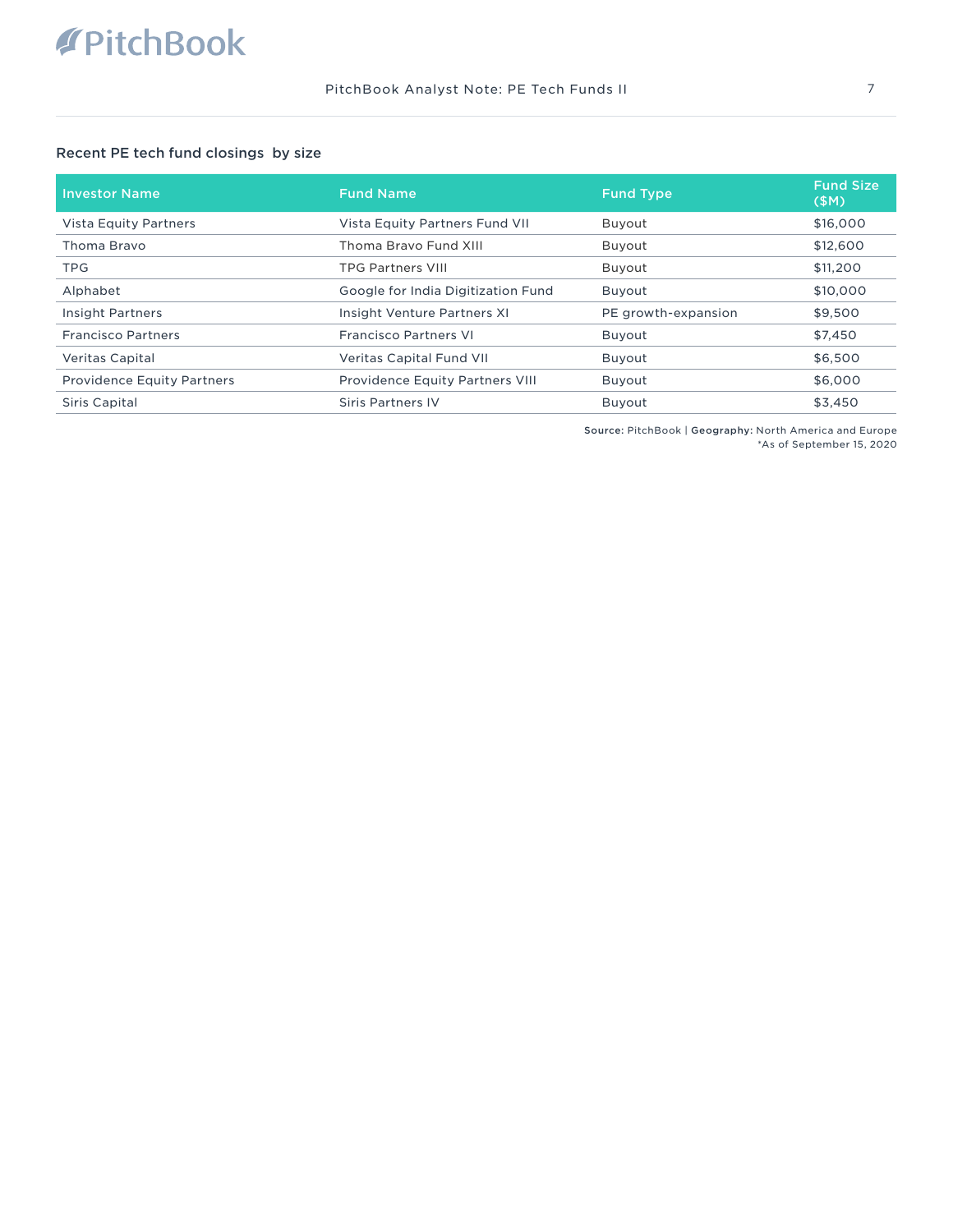### Recent PE tech fund closings by size

| Investor Name | Fund Name | Fund Type | Fund Size ($M) |
|---|---|---|---|
| Vista Equity Partners | Vista Equity Partners Fund VII | Buyout | $16,000 |
| Thoma Bravo | Thoma Bravo Fund XIII | Buyout | $12,600 |
| TPG | TPG Partners VIII | Buyout | $11,200 |
| Alphabet | Google for India Digitization Fund | Buyout | $10,000 |
| Insight Partners | Insight Venture Partners XI | PE growth-expansion | $9,500 |
| Francisco Partners | Francisco Partners VI | Buyout | $7,450 |
| Veritas Capital | Veritas Capital Fund VII | Buyout | $6,500 |
| Providence Equity Partners | Providence Equity Partners VIII | Buyout | $6,000 |
| Siris Capital | Siris Partners IV | Buyout | $3,450 |

**Source:** PitchBook | **Geography:** North America and Europe
*As of September 15, 2020